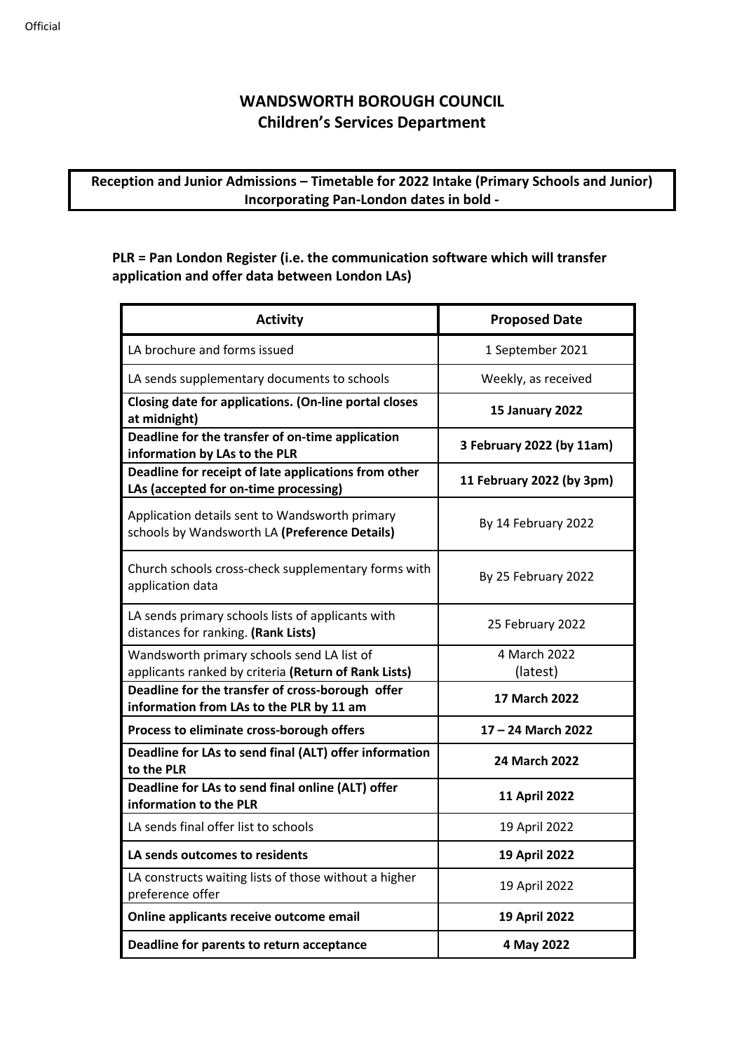# WANDSWORTH BOROUGH COUNCIL
## Children's Services Department

**Reception and Junior Admissions – Timetable for 2022 Intake (Primary Schools and Junior) Incorporating Pan-London dates in bold -**

**PLR = Pan London Register (i.e. the communication software which will transfer application and offer data between London LAs)**

| Activity | Proposed Date |
|---|---|
| LA brochure and forms issued | 1 September 2021 |
| LA sends supplementary documents to schools | Weekly, as received |
| **Closing date for applications. (On-line portal closes at midnight)** | **15 January 2022** |
| **Deadline for the transfer of on-time application information by LAs to the PLR** | **3 February 2022 (by 11am)** |
| **Deadline for receipt of late applications from other LAs (accepted for on-time processing)** | **11 February 2022 (by 3pm)** |
| Application details sent to Wandsworth primary schools by Wandsworth LA **(Preference Details)** | By 14 February 2022 |
| Church schools cross-check supplementary forms with application data | By 25 February 2022 |
| LA sends primary schools lists of applicants with distances for ranking. **(Rank Lists)** | 25 February 2022 |
| Wandsworth primary schools send LA list of applicants ranked by criteria **(Return of Rank Lists)** | 4 March 2022 (latest) |
| **Deadline for the transfer of cross-borough offer information from LAs to the PLR by 11 am** | **17 March 2022** |
| **Process to eliminate cross-borough offers** | **17 – 24 March 2022** |
| **Deadline for LAs to send final (ALT) offer information to the PLR** | **24 March 2022** |
| **Deadline for LAs to send final online (ALT) offer information to the PLR** | **11 April 2022** |
| LA sends final offer list to schools | 19 April 2022 |
| **LA sends outcomes to residents** | **19 April 2022** |
| LA constructs waiting lists of those without a higher preference offer | 19 April 2022 |
| **Online applicants receive outcome email** | **19 April 2022** |
| **Deadline for parents to return acceptance** | **4 May 2022** |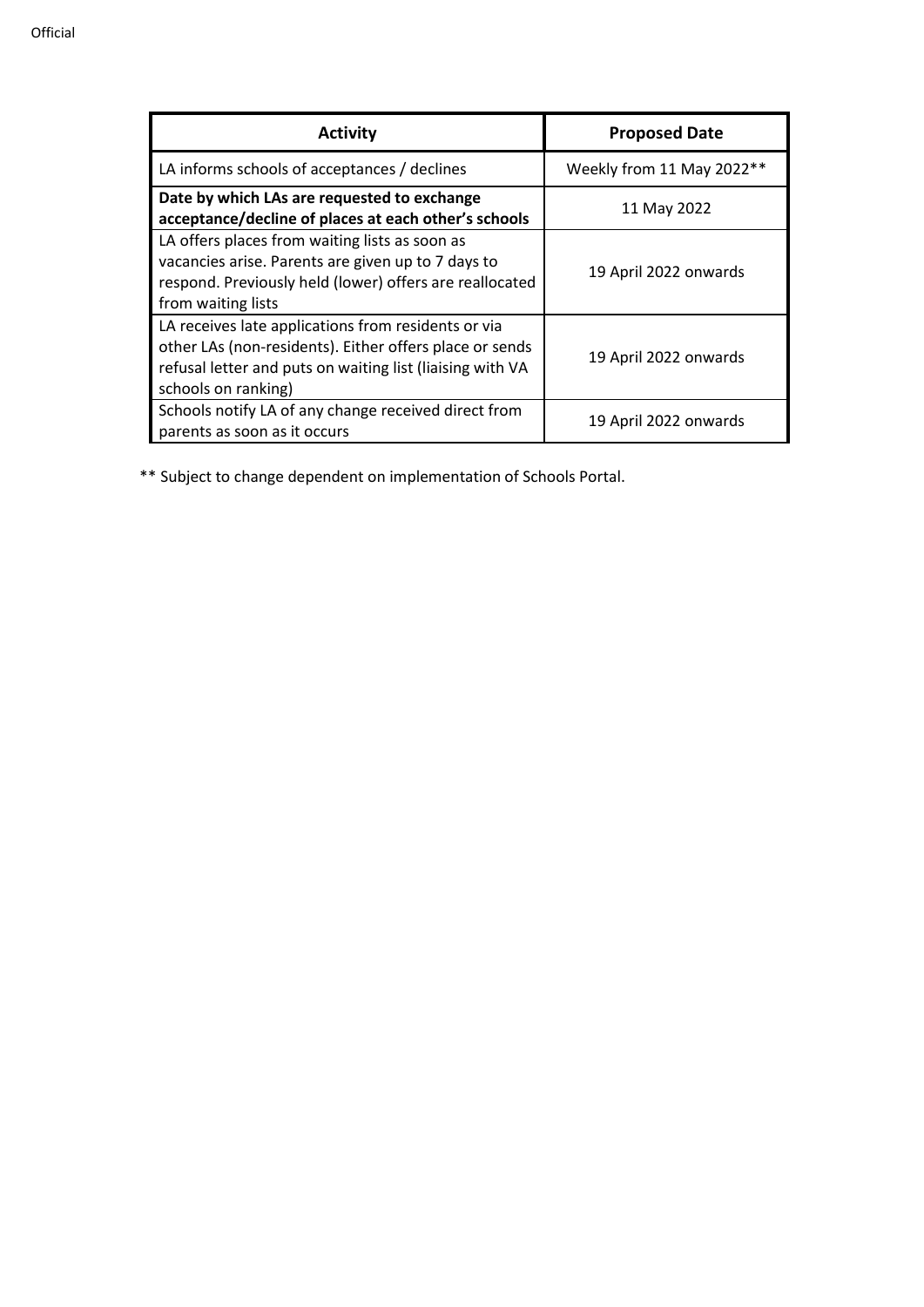| Activity | Proposed Date |
|---|---|
| LA informs schools of acceptances / declines | Weekly from 11 May 2022** |
| **Date by which LAs are requested to exchange acceptance/decline of places at each other's schools** | 11 May 2022 |
| LA offers places from waiting lists as soon as vacancies arise. Parents are given up to 7 days to respond. Previously held (lower) offers are reallocated from waiting lists | 19 April 2022 onwards |
| LA receives late applications from residents or via other LAs (non-residents). Either offers place or sends refusal letter and puts on waiting list (liaising with VA schools on ranking) | 19 April 2022 onwards |
| Schools notify LA of any change received direct from parents as soon as it occurs | 19 April 2022 onwards |

** Subject to change dependent on implementation of Schools Portal.